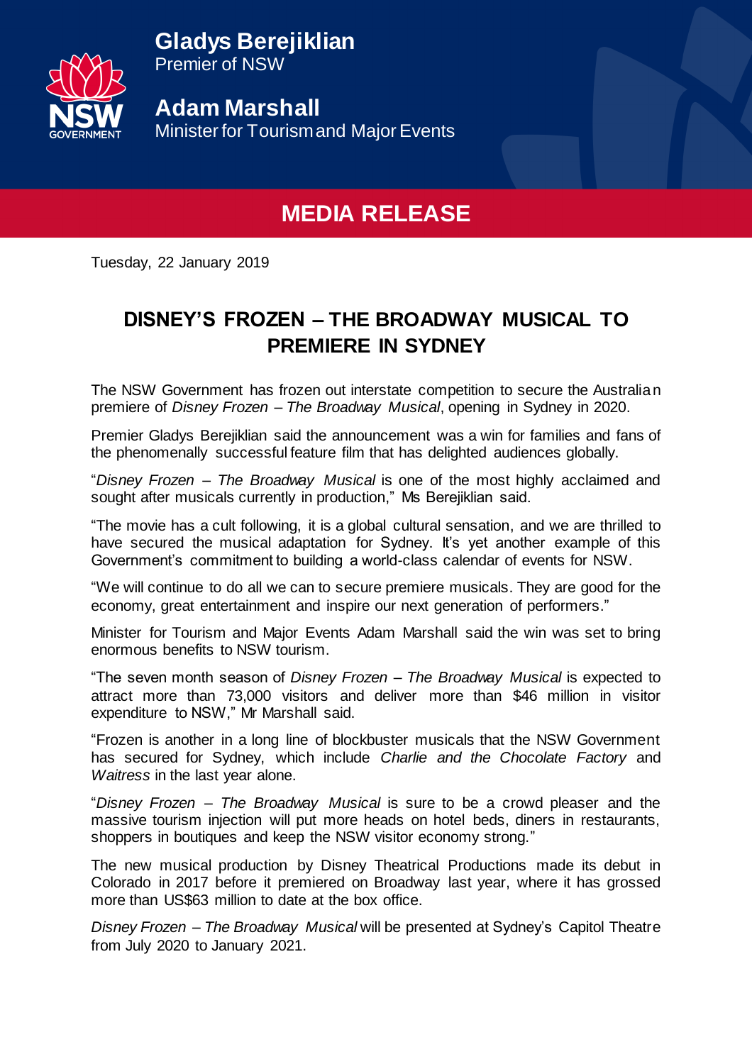**Gladys Berejiklian**
Premier of NSW

**Adam Marshall**
Minister for Tourism and Major Events

# MEDIA RELEASE

Tuesday, 22 January 2019

## DISNEY'S FROZEN – THE BROADWAY MUSICAL TO PREMIERE IN SYDNEY

The NSW Government has frozen out interstate competition to secure the Australian premiere of *Disney Frozen – The Broadway Musical*, opening in Sydney in 2020.

Premier Gladys Berejiklian said the announcement was a win for families and fans of the phenomenally successful feature film that has delighted audiences globally.

"*Disney Frozen – The Broadway Musical* is one of the most highly acclaimed and sought after musicals currently in production," Ms Berejiklian said.

"The movie has a cult following, it is a global cultural sensation, and we are thrilled to have secured the musical adaptation for Sydney. It's yet another example of this Government's commitment to building a world-class calendar of events for NSW.

"We will continue to do all we can to secure premiere musicals. They are good for the economy, great entertainment and inspire our next generation of performers."

Minister for Tourism and Major Events Adam Marshall said the win was set to bring enormous benefits to NSW tourism.

"The seven month season of *Disney Frozen – The Broadway Musical* is expected to attract more than 73,000 visitors and deliver more than $46 million in visitor expenditure to NSW," Mr Marshall said.

"Frozen is another in a long line of blockbuster musicals that the NSW Government has secured for Sydney, which include *Charlie and the Chocolate Factory* and *Waitress* in the last year alone.

"*Disney Frozen – The Broadway Musical* is sure to be a crowd pleaser and the massive tourism injection will put more heads on hotel beds, diners in restaurants, shoppers in boutiques and keep the NSW visitor economy strong."

The new musical production by Disney Theatrical Productions made its debut in Colorado in 2017 before it premiered on Broadway last year, where it has grossed more than US$63 million to date at the box office.

*Disney Frozen – The Broadway Musical* will be presented at Sydney's Capitol Theatre from July 2020 to January 2021.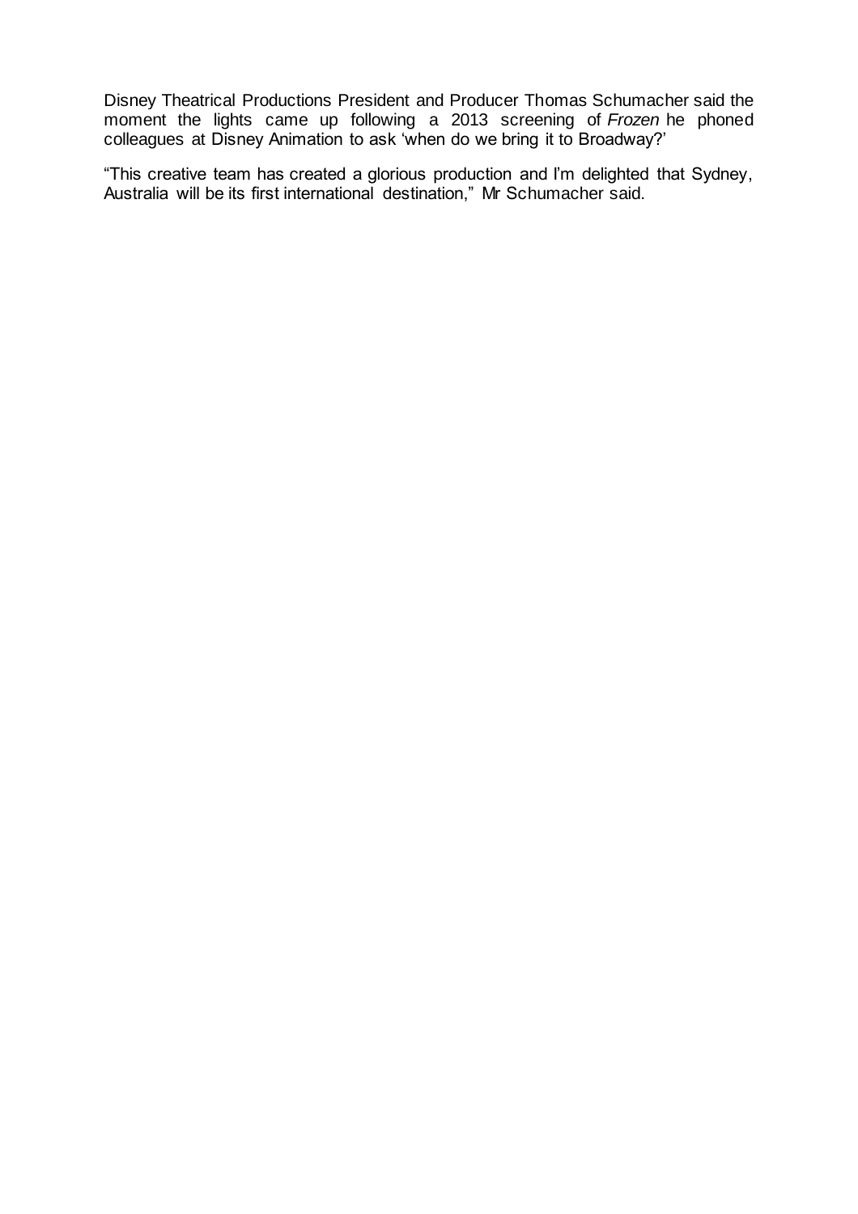Disney Theatrical Productions President and Producer Thomas Schumacher said the moment the lights came up following a 2013 screening of *Frozen* he phoned colleagues at Disney Animation to ask 'when do we bring it to Broadway?'

"This creative team has created a glorious production and I'm delighted that Sydney, Australia will be its first international destination," Mr Schumacher said.